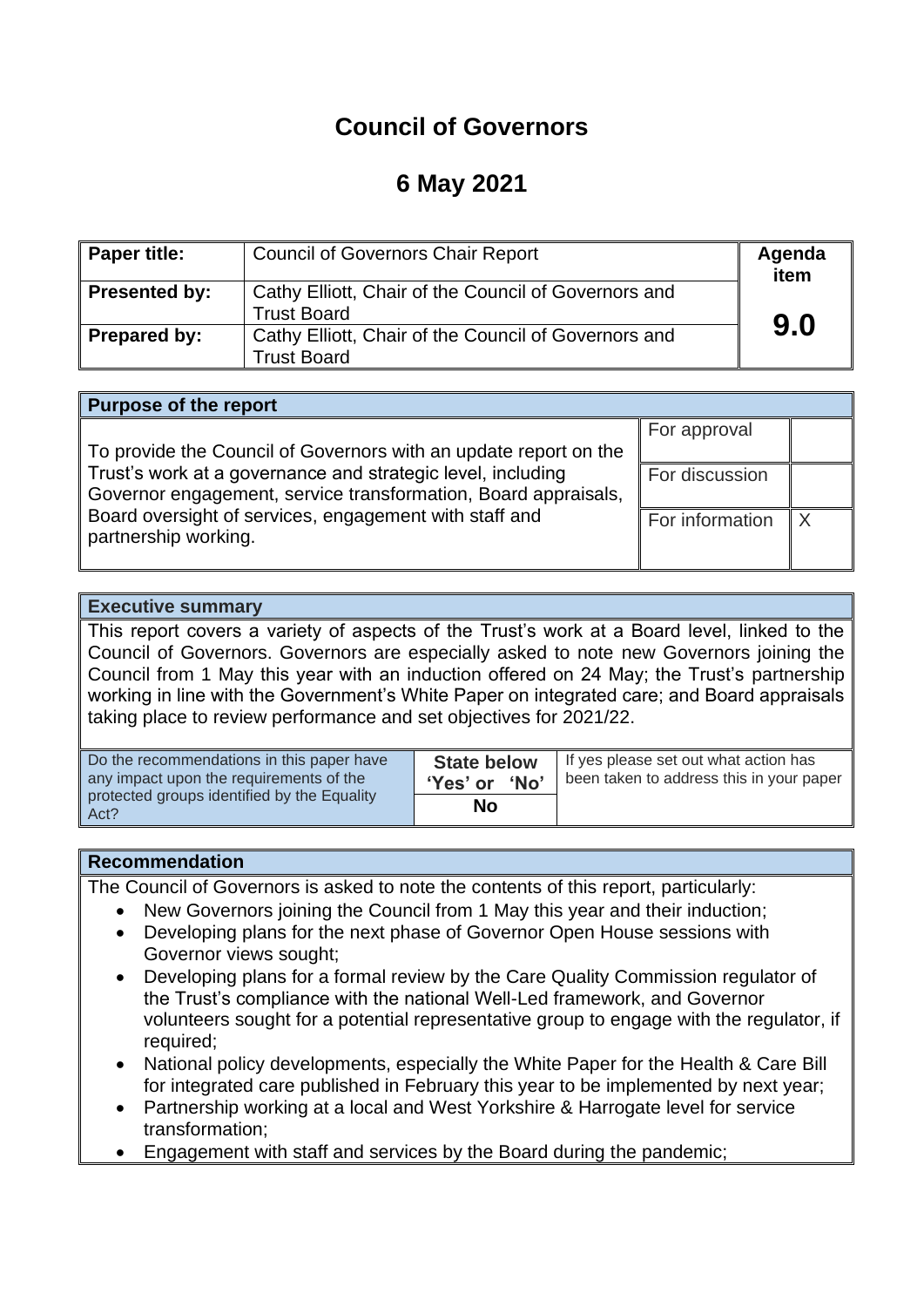# Council of Governors

## 6 May 2021

| Paper title: | Council of Governors Chair Report | Agenda item |
|---|---|---|
| Presented by: | Cathy Elliott, Chair of the Council of Governors and Trust Board | 9.0 |
| Prepared by: | Cathy Elliott, Chair of the Council of Governors and Trust Board | |

| Purpose of the report | | |
|---|---|---|
| To provide the Council of Governors with an update report on the Trust's work at a governance and strategic level, including Governor engagement, service transformation, Board appraisals, Board oversight of services, engagement with staff and partnership working. | For approval | |
| | For discussion | |
| | For information | X |

**Executive summary**

This report covers a variety of aspects of the Trust's work at a Board level, linked to the Council of Governors. Governors are especially asked to note new Governors joining the Council from 1 May this year with an induction offered on 24 May; the Trust's partnership working in line with the Government's White Paper on integrated care; and Board appraisals taking place to review performance and set objectives for 2021/22.

| Do the recommendations in this paper have any impact upon the requirements of the protected groups identified by the Equality Act? | State below 'Yes' or 'No' | If yes please set out what action has been taken to address this in your paper |
|---|---|---|
| | No | |

**Recommendation**

The Council of Governors is asked to note the contents of this report, particularly:

- New Governors joining the Council from 1 May this year and their induction;
- Developing plans for the next phase of Governor Open House sessions with Governor views sought;
- Developing plans for a formal review by the Care Quality Commission regulator of the Trust's compliance with the national Well-Led framework, and Governor volunteers sought for a potential representative group to engage with the regulator, if required;
- National policy developments, especially the White Paper for the Health & Care Bill for integrated care published in February this year to be implemented by next year;
- Partnership working at a local and West Yorkshire & Harrogate level for service transformation;
- Engagement with staff and services by the Board during the pandemic;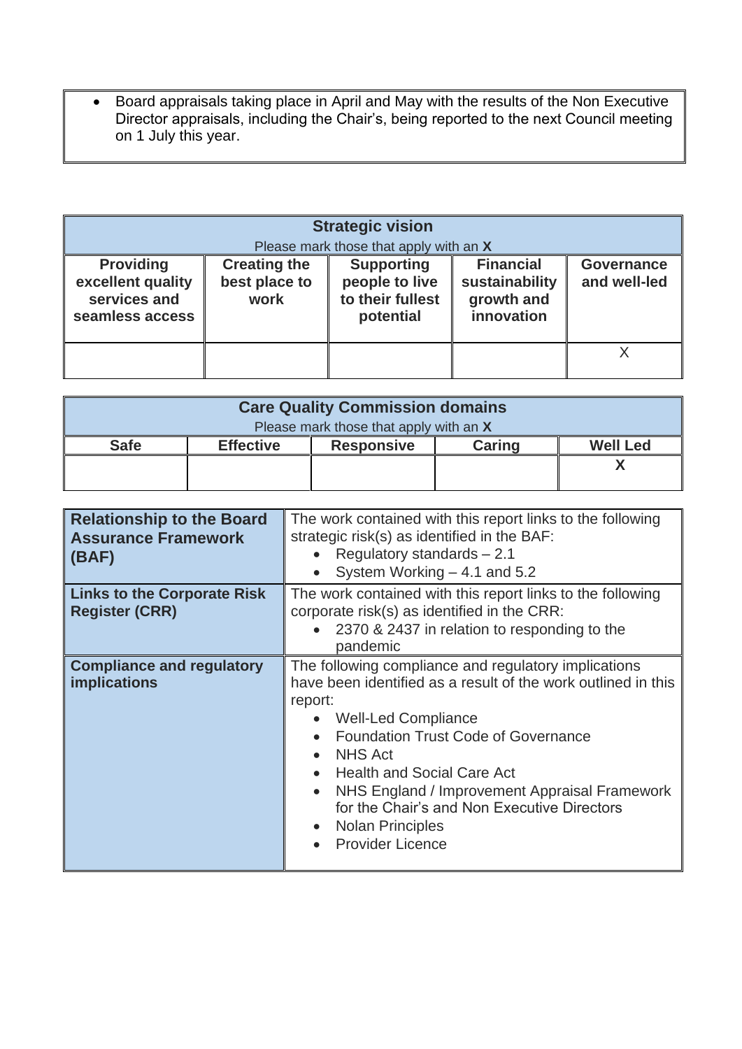- Board appraisals taking place in April and May with the results of the Non Executive Director appraisals, including the Chair's, being reported to the next Council meeting on 1 July this year.

| **Strategic vision**<br>Please mark those that apply with an **X** | | | | |
|---|---|---|---|---|
| **Providing excellent quality services and seamless access** | **Creating the best place to work** | **Supporting people to live to their fullest potential** | **Financial sustainability growth and innovation** | **Governance and well-led** |
| | | | | X |

| **Care Quality Commission domains**<br>Please mark those that apply with an **X** | | | | |
|---|---|---|---|---|
| **Safe** | **Effective** | **Responsive** | **Caring** | **Well Led** |
| | | | | **X** |

| | |
|---|---|
| **Relationship to the Board Assurance Framework (BAF)** | The work contained with this report links to the following strategic risk(s) as identified in the BAF:<br>• Regulatory standards – 2.1<br>• System Working – 4.1 and 5.2 |
| **Links to the Corporate Risk Register (CRR)** | The work contained with this report links to the following corporate risk(s) as identified in the CRR:<br>• 2370 & 2437 in relation to responding to the pandemic |
| **Compliance and regulatory implications** | The following compliance and regulatory implications have been identified as a result of the work outlined in this report:<br>• Well-Led Compliance<br>• Foundation Trust Code of Governance<br>• NHS Act<br>• Health and Social Care Act<br>• NHS England / Improvement Appraisal Framework for the Chair's and Non Executive Directors<br>• Nolan Principles<br>• Provider Licence |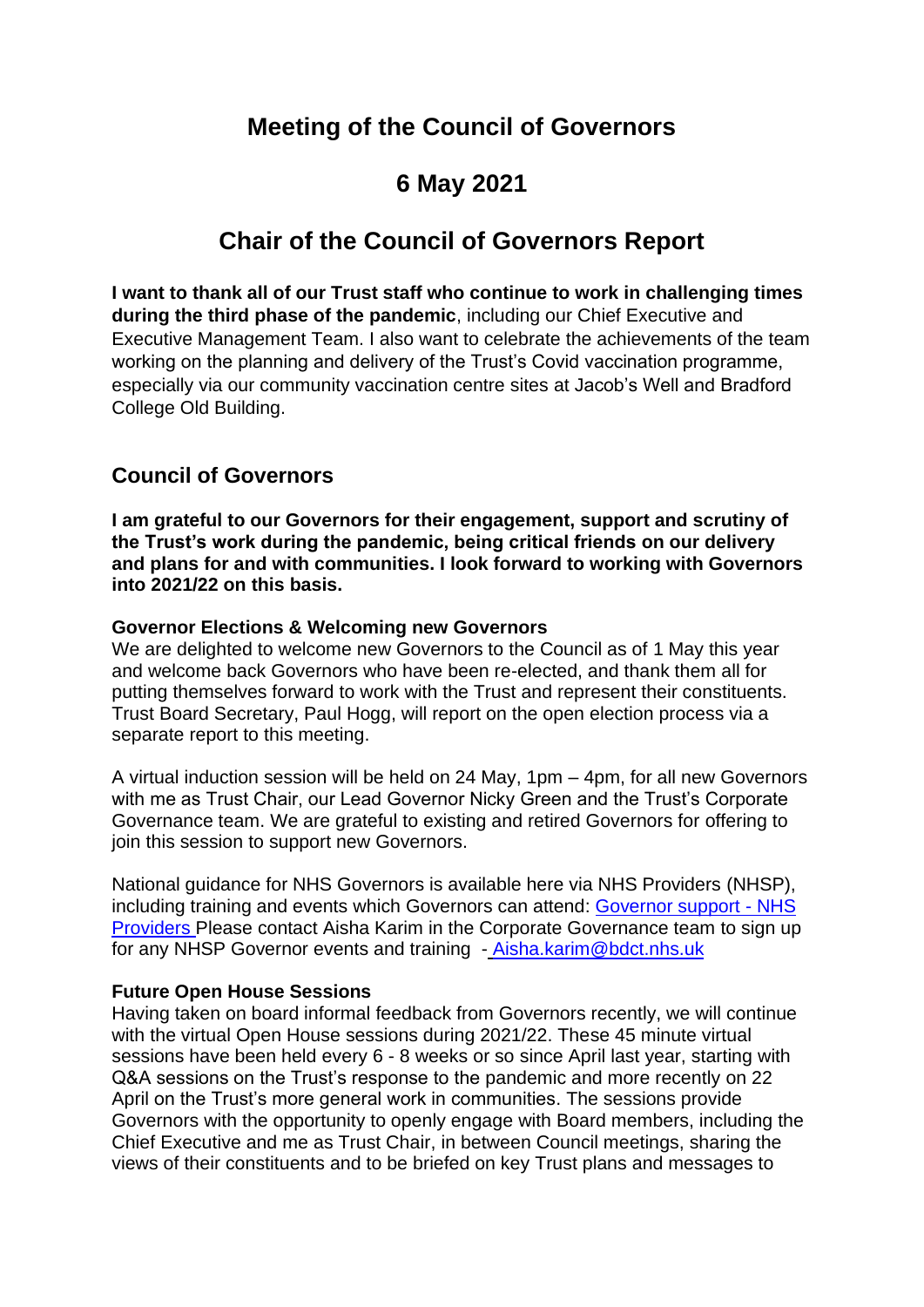# Meeting of the Council of Governors

# 6 May 2021

# Chair of the Council of Governors Report

**I want to thank all of our Trust staff who continue to work in challenging times during the third phase of the pandemic**, including our Chief Executive and Executive Management Team. I also want to celebrate the achievements of the team working on the planning and delivery of the Trust's Covid vaccination programme, especially via our community vaccination centre sites at Jacob's Well and Bradford College Old Building.

## Council of Governors

**I am grateful to our Governors for their engagement, support and scrutiny of the Trust's work during the pandemic, being critical friends on our delivery and plans for and with communities. I look forward to working with Governors into 2021/22 on this basis.**

### Governor Elections & Welcoming new Governors

We are delighted to welcome new Governors to the Council as of 1 May this year and welcome back Governors who have been re-elected, and thank them all for putting themselves forward to work with the Trust and represent their constituents. Trust Board Secretary, Paul Hogg, will report on the open election process via a separate report to this meeting.

A virtual induction session will be held on 24 May, 1pm – 4pm, for all new Governors with me as Trust Chair, our Lead Governor Nicky Green and the Trust's Corporate Governance team. We are grateful to existing and retired Governors for offering to join this session to support new Governors.

National guidance for NHS Governors is available here via NHS Providers (NHSP), including training and events which Governors can attend: Governor support - NHS Providers Please contact Aisha Karim in the Corporate Governance team to sign up for any NHSP Governor events and training - Aisha.karim@bdct.nhs.uk

### Future Open House Sessions

Having taken on board informal feedback from Governors recently, we will continue with the virtual Open House sessions during 2021/22. These 45 minute virtual sessions have been held every 6 - 8 weeks or so since April last year, starting with Q&A sessions on the Trust's response to the pandemic and more recently on 22 April on the Trust's more general work in communities. The sessions provide Governors with the opportunity to openly engage with Board members, including the Chief Executive and me as Trust Chair, in between Council meetings, sharing the views of their constituents and to be briefed on key Trust plans and messages to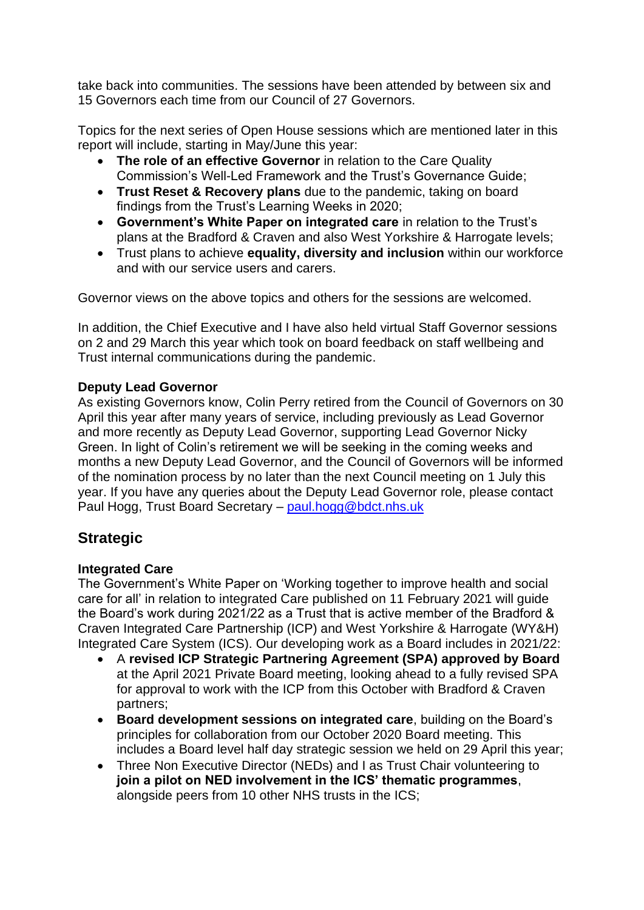take back into communities. The sessions have been attended by between six and 15 Governors each time from our Council of 27 Governors.

Topics for the next series of Open House sessions which are mentioned later in this report will include, starting in May/June this year:

- **The role of an effective Governor** in relation to the Care Quality Commission's Well-Led Framework and the Trust's Governance Guide;
- **Trust Reset & Recovery plans** due to the pandemic, taking on board findings from the Trust's Learning Weeks in 2020;
- **Government's White Paper on integrated care** in relation to the Trust's plans at the Bradford & Craven and also West Yorkshire & Harrogate levels;
- Trust plans to achieve **equality, diversity and inclusion** within our workforce and with our service users and carers.

Governor views on the above topics and others for the sessions are welcomed.

In addition, the Chief Executive and I have also held virtual Staff Governor sessions on 2 and 29 March this year which took on board feedback on staff wellbeing and Trust internal communications during the pandemic.

**Deputy Lead Governor**

As existing Governors know, Colin Perry retired from the Council of Governors on 30 April this year after many years of service, including previously as Lead Governor and more recently as Deputy Lead Governor, supporting Lead Governor Nicky Green. In light of Colin's retirement we will be seeking in the coming weeks and months a new Deputy Lead Governor, and the Council of Governors will be informed of the nomination process by no later than the next Council meeting on 1 July this year. If you have any queries about the Deputy Lead Governor role, please contact Paul Hogg, Trust Board Secretary – paul.hogg@bdct.nhs.uk

## Strategic

**Integrated Care**

The Government's White Paper on 'Working together to improve health and social care for all' in relation to integrated Care published on 11 February 2021 will guide the Board's work during 2021/22 as a Trust that is active member of the Bradford & Craven Integrated Care Partnership (ICP) and West Yorkshire & Harrogate (WY&H) Integrated Care System (ICS). Our developing work as a Board includes in 2021/22:

- A **revised ICP Strategic Partnering Agreement (SPA) approved by Board** at the April 2021 Private Board meeting, looking ahead to a fully revised SPA for approval to work with the ICP from this October with Bradford & Craven partners;
- **Board development sessions on integrated care**, building on the Board's principles for collaboration from our October 2020 Board meeting. This includes a Board level half day strategic session we held on 29 April this year;
- Three Non Executive Director (NEDs) and I as Trust Chair volunteering to **join a pilot on NED involvement in the ICS' thematic programmes**, alongside peers from 10 other NHS trusts in the ICS;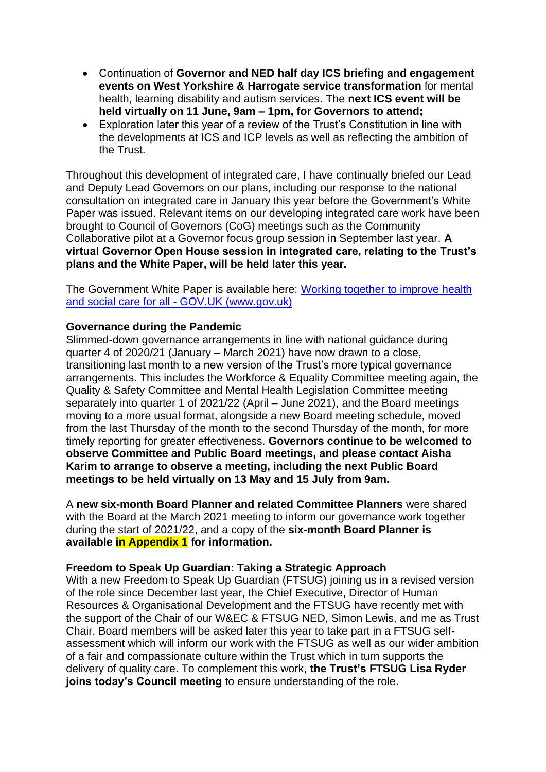- Continuation of **Governor and NED half day ICS briefing and engagement events on West Yorkshire & Harrogate service transformation** for mental health, learning disability and autism services. The **next ICS event will be held virtually on 11 June, 9am – 1pm, for Governors to attend;**
- Exploration later this year of a review of the Trust's Constitution in line with the developments at ICS and ICP levels as well as reflecting the ambition of the Trust.

Throughout this development of integrated care, I have continually briefed our Lead and Deputy Lead Governors on our plans, including our response to the national consultation on integrated care in January this year before the Government's White Paper was issued. Relevant items on our developing integrated care work have been brought to Council of Governors (CoG) meetings such as the Community Collaborative pilot at a Governor focus group session in September last year. **A virtual Governor Open House session in integrated care, relating to the Trust's plans and the White Paper, will be held later this year.**

The Government White Paper is available here: [Working together to improve health and social care for all - GOV.UK (www.gov.uk)]

**Governance during the Pandemic**

Slimmed-down governance arrangements in line with national guidance during quarter 4 of 2020/21 (January – March 2021) have now drawn to a close, transitioning last month to a new version of the Trust's more typical governance arrangements. This includes the Workforce & Equality Committee meeting again, the Quality & Safety Committee and Mental Health Legislation Committee meeting separately into quarter 1 of 2021/22 (April – June 2021), and the Board meetings moving to a more usual format, alongside a new Board meeting schedule, moved from the last Thursday of the month to the second Thursday of the month, for more timely reporting for greater effectiveness. **Governors continue to be welcomed to observe Committee and Public Board meetings, and please contact Aisha Karim to arrange to observe a meeting, including the next Public Board meetings to be held virtually on 13 May and 15 July from 9am.**

A **new six-month Board Planner and related Committee Planners** were shared with the Board at the March 2021 meeting to inform our governance work together during the start of 2021/22, and a copy of the **six-month Board Planner is available in Appendix 1 for information.**

**Freedom to Speak Up Guardian: Taking a Strategic Approach**

With a new Freedom to Speak Up Guardian (FTSUG) joining us in a revised version of the role since December last year, the Chief Executive, Director of Human Resources & Organisational Development and the FTSUG have recently met with the support of the Chair of our W&EC & FTSUG NED, Simon Lewis, and me as Trust Chair. Board members will be asked later this year to take part in a FTSUG self-assessment which will inform our work with the FTSUG as well as our wider ambition of a fair and compassionate culture within the Trust which in turn supports the delivery of quality care. To complement this work, **the Trust's FTSUG Lisa Ryder joins today's Council meeting** to ensure understanding of the role.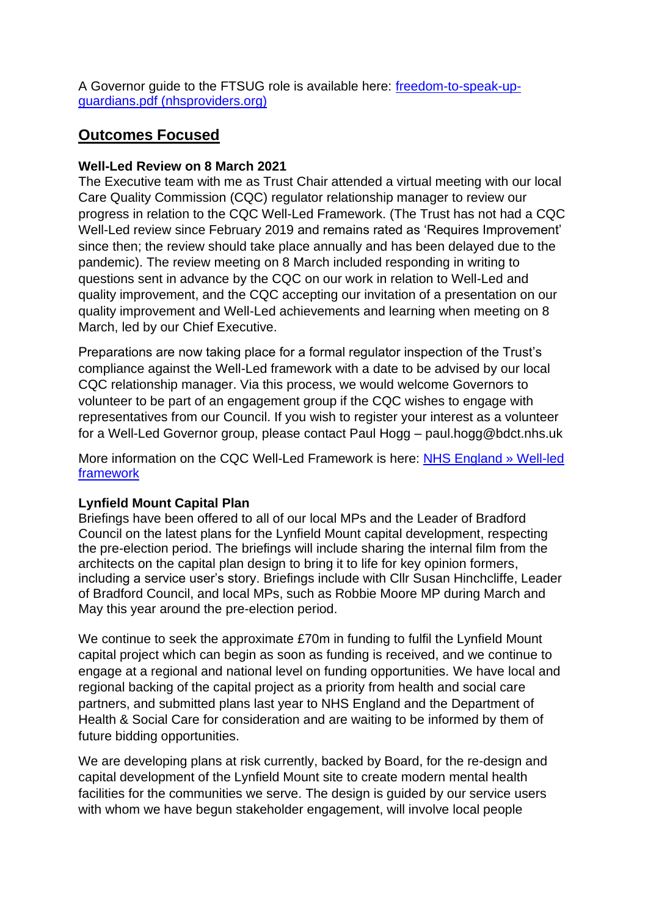A Governor guide to the FTSUG role is available here: [freedom-to-speak-up-guardians.pdf (nhsproviders.org)]

## Outcomes Focused

**Well-Led Review on 8 March 2021**

The Executive team with me as Trust Chair attended a virtual meeting with our local Care Quality Commission (CQC) regulator relationship manager to review our progress in relation to the CQC Well-Led Framework. (The Trust has not had a CQC Well-Led review since February 2019 and remains rated as 'Requires Improvement' since then; the review should take place annually and has been delayed due to the pandemic). The review meeting on 8 March included responding in writing to questions sent in advance by the CQC on our work in relation to Well-Led and quality improvement, and the CQC accepting our invitation of a presentation on our quality improvement and Well-Led achievements and learning when meeting on 8 March, led by our Chief Executive.

Preparations are now taking place for a formal regulator inspection of the Trust's compliance against the Well-Led framework with a date to be advised by our local CQC relationship manager. Via this process, we would welcome Governors to volunteer to be part of an engagement group if the CQC wishes to engage with representatives from our Council. If you wish to register your interest as a volunteer for a Well-Led Governor group, please contact Paul Hogg – paul.hogg@bdct.nhs.uk

More information on the CQC Well-Led Framework is here: [NHS England » Well-led framework]

**Lynfield Mount Capital Plan**

Briefings have been offered to all of our local MPs and the Leader of Bradford Council on the latest plans for the Lynfield Mount capital development, respecting the pre-election period. The briefings will include sharing the internal film from the architects on the capital plan design to bring it to life for key opinion formers, including a service user's story. Briefings include with Cllr Susan Hinchcliffe, Leader of Bradford Council, and local MPs, such as Robbie Moore MP during March and May this year around the pre-election period.

We continue to seek the approximate £70m in funding to fulfil the Lynfield Mount capital project which can begin as soon as funding is received, and we continue to engage at a regional and national level on funding opportunities. We have local and regional backing of the capital project as a priority from health and social care partners, and submitted plans last year to NHS England and the Department of Health & Social Care for consideration and are waiting to be informed by them of future bidding opportunities.

We are developing plans at risk currently, backed by Board, for the re-design and capital development of the Lynfield Mount site to create modern mental health facilities for the communities we serve. The design is guided by our service users with whom we have begun stakeholder engagement, will involve local people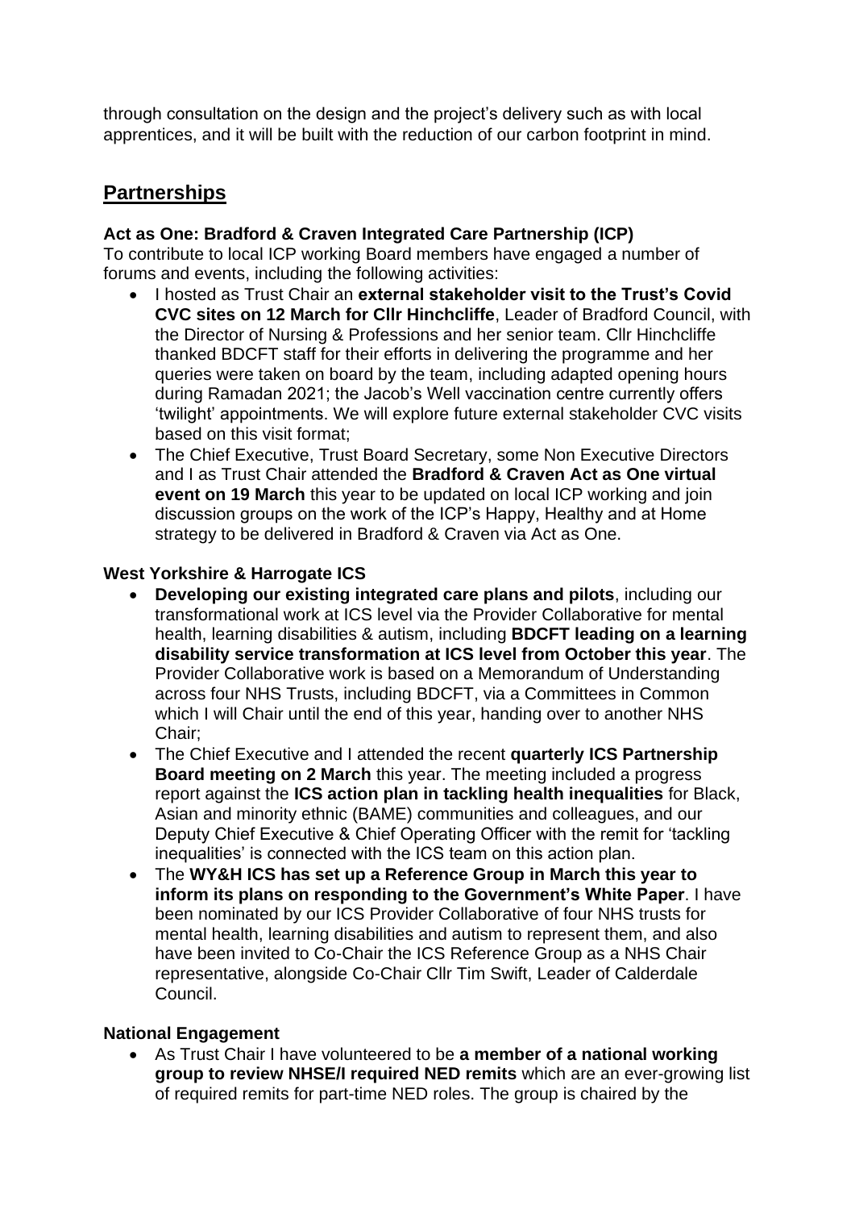through consultation on the design and the project's delivery such as with local apprentices, and it will be built with the reduction of our carbon footprint in mind.

## Partnerships

**Act as One: Bradford & Craven Integrated Care Partnership (ICP)**

To contribute to local ICP working Board members have engaged a number of forums and events, including the following activities:

- I hosted as Trust Chair an **external stakeholder visit to the Trust's Covid CVC sites on 12 March for Cllr Hinchcliffe**, Leader of Bradford Council, with the Director of Nursing & Professions and her senior team. Cllr Hinchcliffe thanked BDCFT staff for their efforts in delivering the programme and her queries were taken on board by the team, including adapted opening hours during Ramadan 2021; the Jacob's Well vaccination centre currently offers 'twilight' appointments. We will explore future external stakeholder CVC visits based on this visit format;
- The Chief Executive, Trust Board Secretary, some Non Executive Directors and I as Trust Chair attended the **Bradford & Craven Act as One virtual event on 19 March** this year to be updated on local ICP working and join discussion groups on the work of the ICP's Happy, Healthy and at Home strategy to be delivered in Bradford & Craven via Act as One.

**West Yorkshire & Harrogate ICS**

- **Developing our existing integrated care plans and pilots**, including our transformational work at ICS level via the Provider Collaborative for mental health, learning disabilities & autism, including **BDCFT leading on a learning disability service transformation at ICS level from October this year**. The Provider Collaborative work is based on a Memorandum of Understanding across four NHS Trusts, including BDCFT, via a Committees in Common which I will Chair until the end of this year, handing over to another NHS Chair;
- The Chief Executive and I attended the recent **quarterly ICS Partnership Board meeting on 2 March** this year. The meeting included a progress report against the **ICS action plan in tackling health inequalities** for Black, Asian and minority ethnic (BAME) communities and colleagues, and our Deputy Chief Executive & Chief Operating Officer with the remit for 'tackling inequalities' is connected with the ICS team on this action plan.
- The **WY&H ICS has set up a Reference Group in March this year to inform its plans on responding to the Government's White Paper**. I have been nominated by our ICS Provider Collaborative of four NHS trusts for mental health, learning disabilities and autism to represent them, and also have been invited to Co-Chair the ICS Reference Group as a NHS Chair representative, alongside Co-Chair Cllr Tim Swift, Leader of Calderdale Council.

**National Engagement**

- As Trust Chair I have volunteered to be **a member of a national working group to review NHSE/I required NED remits** which are an ever-growing list of required remits for part-time NED roles. The group is chaired by the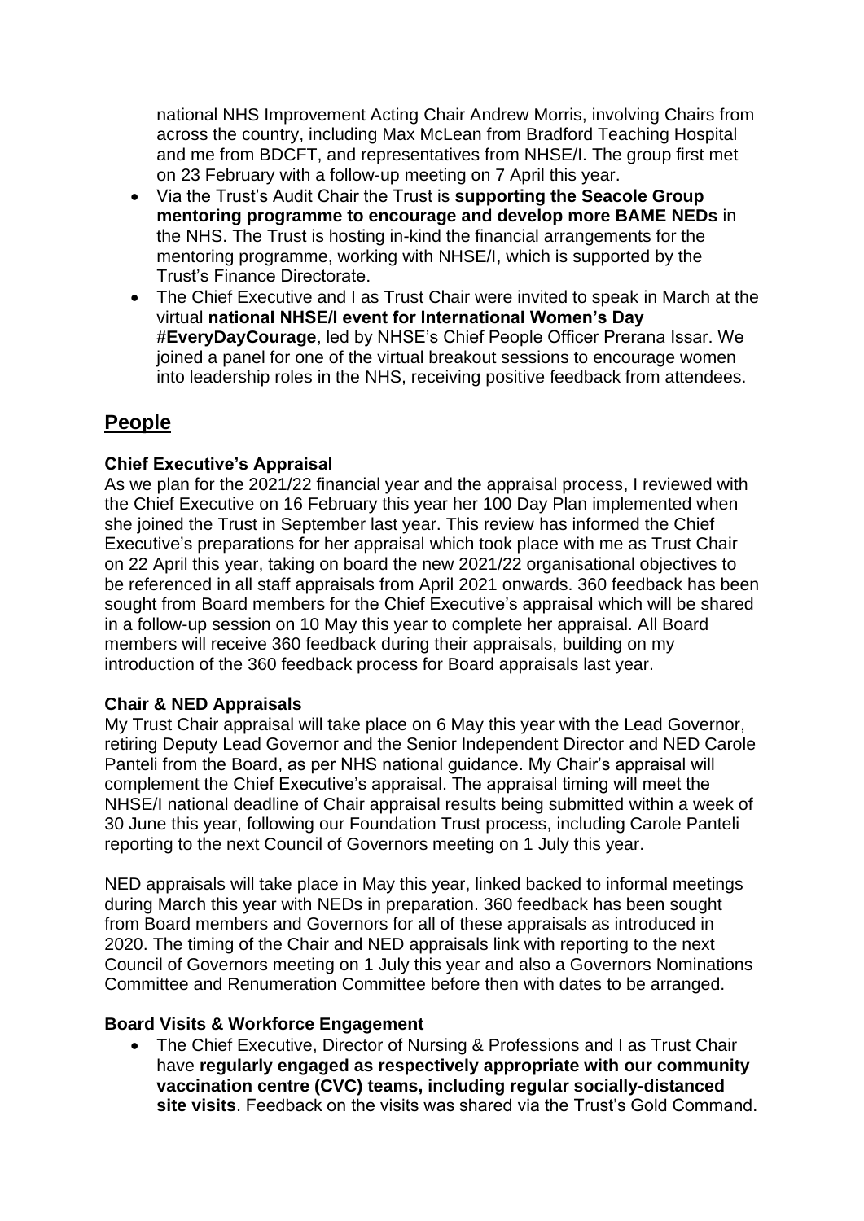national NHS Improvement Acting Chair Andrew Morris, involving Chairs from across the country, including Max McLean from Bradford Teaching Hospital and me from BDCFT, and representatives from NHSE/I. The group first met on 23 February with a follow-up meeting on 7 April this year.

- Via the Trust's Audit Chair the Trust is **supporting the Seacole Group mentoring programme to encourage and develop more BAME NEDs** in the NHS. The Trust is hosting in-kind the financial arrangements for the mentoring programme, working with NHSE/I, which is supported by the Trust's Finance Directorate.
- The Chief Executive and I as Trust Chair were invited to speak in March at the virtual **national NHSE/I event for International Women's Day #EveryDayCourage**, led by NHSE's Chief People Officer Prerana Issar. We joined a panel for one of the virtual breakout sessions to encourage women into leadership roles in the NHS, receiving positive feedback from attendees.

## People

### Chief Executive's Appraisal

As we plan for the 2021/22 financial year and the appraisal process, I reviewed with the Chief Executive on 16 February this year her 100 Day Plan implemented when she joined the Trust in September last year. This review has informed the Chief Executive's preparations for her appraisal which took place with me as Trust Chair on 22 April this year, taking on board the new 2021/22 organisational objectives to be referenced in all staff appraisals from April 2021 onwards. 360 feedback has been sought from Board members for the Chief Executive's appraisal which will be shared in a follow-up session on 10 May this year to complete her appraisal. All Board members will receive 360 feedback during their appraisals, building on my introduction of the 360 feedback process for Board appraisals last year.

### Chair & NED Appraisals

My Trust Chair appraisal will take place on 6 May this year with the Lead Governor, retiring Deputy Lead Governor and the Senior Independent Director and NED Carole Panteli from the Board, as per NHS national guidance. My Chair's appraisal will complement the Chief Executive's appraisal. The appraisal timing will meet the NHSE/I national deadline of Chair appraisal results being submitted within a week of 30 June this year, following our Foundation Trust process, including Carole Panteli reporting to the next Council of Governors meeting on 1 July this year.

NED appraisals will take place in May this year, linked backed to informal meetings during March this year with NEDs in preparation. 360 feedback has been sought from Board members and Governors for all of these appraisals as introduced in 2020. The timing of the Chair and NED appraisals link with reporting to the next Council of Governors meeting on 1 July this year and also a Governors Nominations Committee and Renumeration Committee before then with dates to be arranged.

### Board Visits & Workforce Engagement

- The Chief Executive, Director of Nursing & Professions and I as Trust Chair have **regularly engaged as respectively appropriate with our community vaccination centre (CVC) teams, including regular socially-distanced site visits**. Feedback on the visits was shared via the Trust's Gold Command.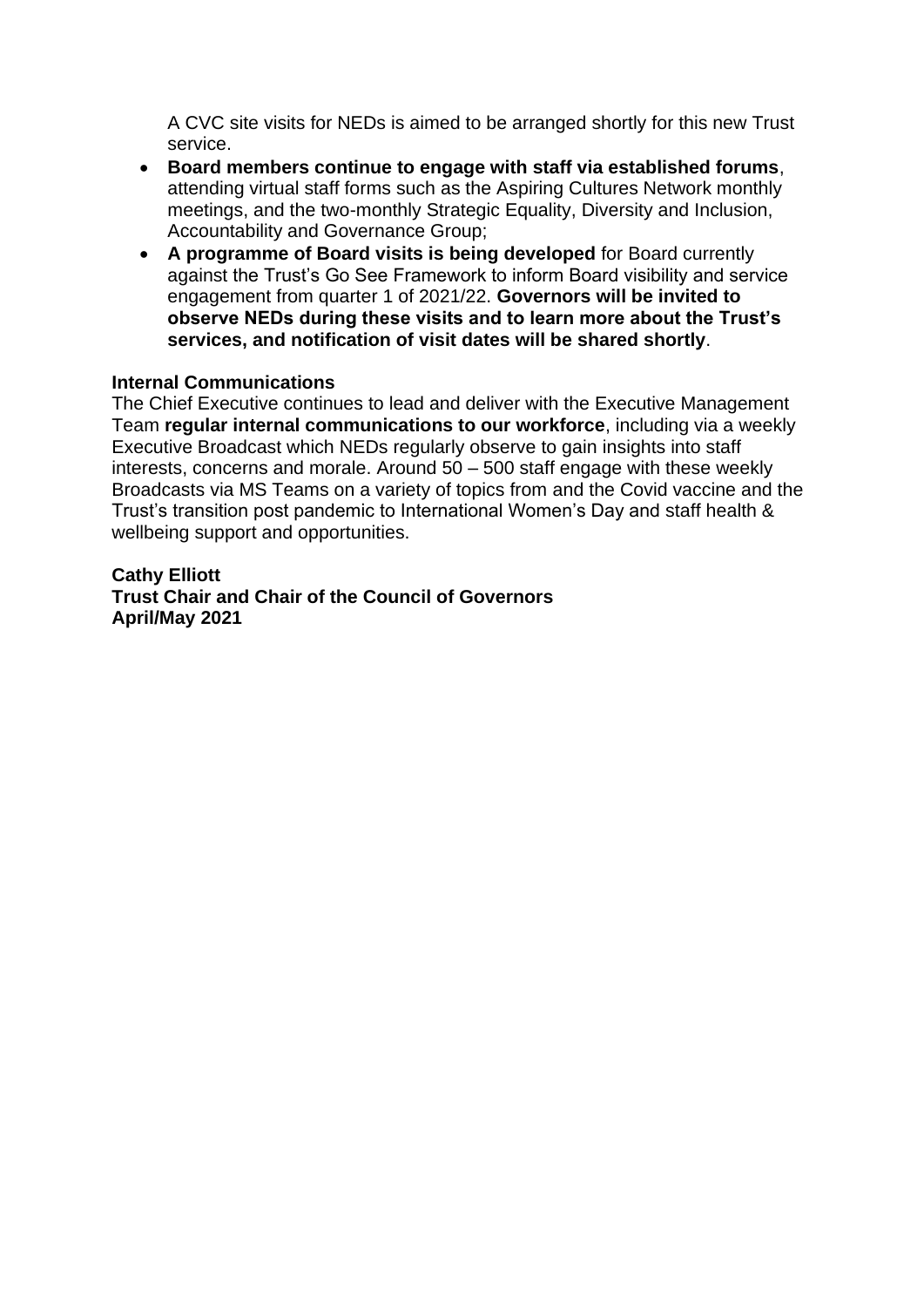A CVC site visits for NEDs is aimed to be arranged shortly for this new Trust service.

- **Board members continue to engage with staff via established forums**, attending virtual staff forms such as the Aspiring Cultures Network monthly meetings, and the two-monthly Strategic Equality, Diversity and Inclusion, Accountability and Governance Group;
- **A programme of Board visits is being developed** for Board currently against the Trust's Go See Framework to inform Board visibility and service engagement from quarter 1 of 2021/22. **Governors will be invited to observe NEDs during these visits and to learn more about the Trust's services, and notification of visit dates will be shared shortly**.

**Internal Communications**

The Chief Executive continues to lead and deliver with the Executive Management Team **regular internal communications to our workforce**, including via a weekly Executive Broadcast which NEDs regularly observe to gain insights into staff interests, concerns and morale. Around 50 – 500 staff engage with these weekly Broadcasts via MS Teams on a variety of topics from and the Covid vaccine and the Trust's transition post pandemic to International Women's Day and staff health & wellbeing support and opportunities.

**Cathy Elliott**
**Trust Chair and Chair of the Council of Governors**
**April/May 2021**